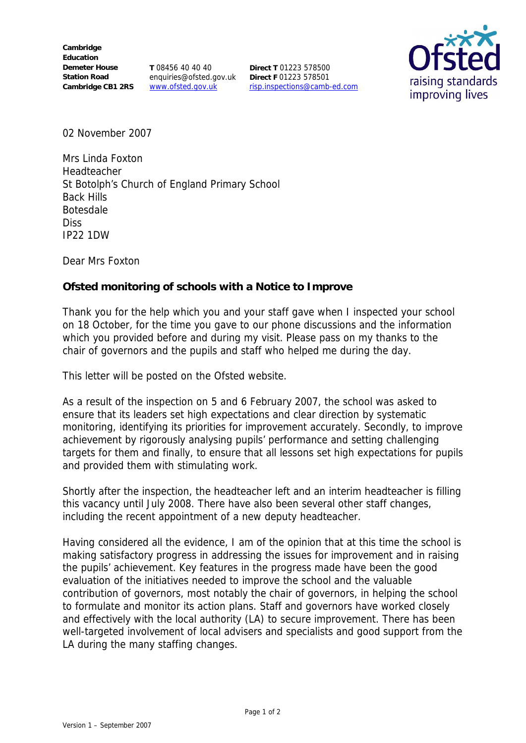Cambridge Education
Demeter House
Station Road
Cambridge CB1 2RS

**T** 08456 40 40 40
enquiries@ofsted.gov.uk
www.ofsted.gov.uk

**Direct T** 01223 578500
**Direct F** 01223 578501
risp.inspections@camb-ed.com

02 November 2007

Mrs Linda Foxton
Headteacher
St Botolph's Church of England Primary School
Back Hills
Botesdale
Diss
IP22 1DW

Dear Mrs Foxton

**Ofsted monitoring of schools with a Notice to Improve**

Thank you for the help which you and your staff gave when I inspected your school on 18 October, for the time you gave to our phone discussions and the information which you provided before and during my visit. Please pass on my thanks to the chair of governors and the pupils and staff who helped me during the day.

This letter will be posted on the Ofsted website.

As a result of the inspection on 5 and 6 February 2007, the school was asked to ensure that its leaders set high expectations and clear direction by systematic monitoring, identifying its priorities for improvement accurately. Secondly, to improve achievement by rigorously analysing pupils' performance and setting challenging targets for them and finally, to ensure that all lessons set high expectations for pupils and provided them with stimulating work.

Shortly after the inspection, the headteacher left and an interim headteacher is filling this vacancy until July 2008. There have also been several other staff changes, including the recent appointment of a new deputy headteacher.

Having considered all the evidence, I am of the opinion that at this time the school is making satisfactory progress in addressing the issues for improvement and in raising the pupils' achievement. Key features in the progress made have been the good evaluation of the initiatives needed to improve the school and the valuable contribution of governors, most notably the chair of governors, in helping the school to formulate and monitor its action plans. Staff and governors have worked closely and effectively with the local authority (LA) to secure improvement. There has been well-targeted involvement of local advisers and specialists and good support from the LA during the many staffing changes.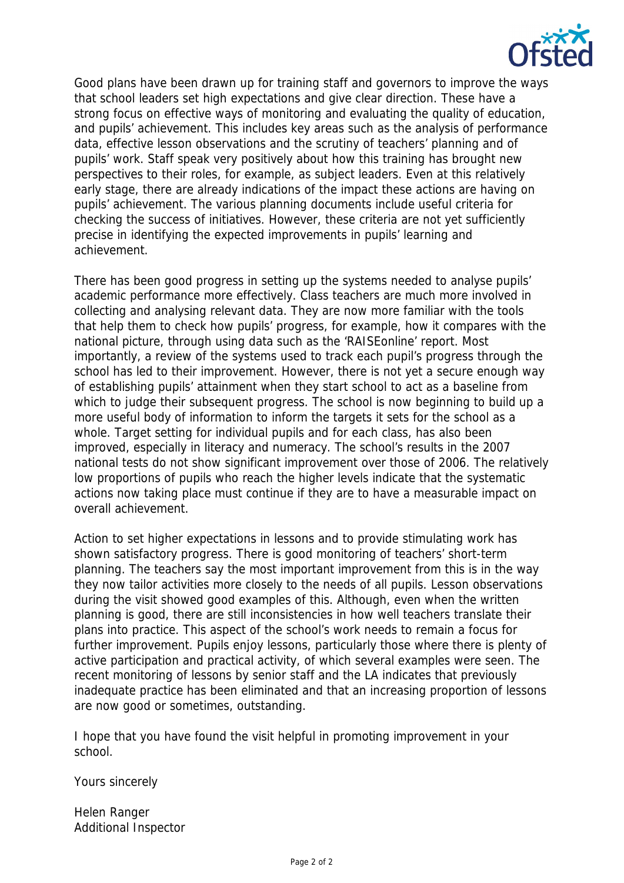Good plans have been drawn up for training staff and governors to improve the ways that school leaders set high expectations and give clear direction. These have a strong focus on effective ways of monitoring and evaluating the quality of education, and pupils' achievement. This includes key areas such as the analysis of performance data, effective lesson observations and the scrutiny of teachers' planning and of pupils' work. Staff speak very positively about how this training has brought new perspectives to their roles, for example, as subject leaders. Even at this relatively early stage, there are already indications of the impact these actions are having on pupils' achievement. The various planning documents include useful criteria for checking the success of initiatives. However, these criteria are not yet sufficiently precise in identifying the expected improvements in pupils' learning and achievement.

There has been good progress in setting up the systems needed to analyse pupils' academic performance more effectively. Class teachers are much more involved in collecting and analysing relevant data. They are now more familiar with the tools that help them to check how pupils' progress, for example, how it compares with the national picture, through using data such as the 'RAISEonline' report. Most importantly, a review of the systems used to track each pupil's progress through the school has led to their improvement. However, there is not yet a secure enough way of establishing pupils' attainment when they start school to act as a baseline from which to judge their subsequent progress. The school is now beginning to build up a more useful body of information to inform the targets it sets for the school as a whole. Target setting for individual pupils and for each class, has also been improved, especially in literacy and numeracy. The school's results in the 2007 national tests do not show significant improvement over those of 2006. The relatively low proportions of pupils who reach the higher levels indicate that the systematic actions now taking place must continue if they are to have a measurable impact on overall achievement.

Action to set higher expectations in lessons and to provide stimulating work has shown satisfactory progress. There is good monitoring of teachers' short-term planning. The teachers say the most important improvement from this is in the way they now tailor activities more closely to the needs of all pupils. Lesson observations during the visit showed good examples of this. Although, even when the written planning is good, there are still inconsistencies in how well teachers translate their plans into practice. This aspect of the school's work needs to remain a focus for further improvement. Pupils enjoy lessons, particularly those where there is plenty of active participation and practical activity, of which several examples were seen. The recent monitoring of lessons by senior staff and the LA indicates that previously inadequate practice has been eliminated and that an increasing proportion of lessons are now good or sometimes, outstanding.

I hope that you have found the visit helpful in promoting improvement in your school.

Yours sincerely

Helen Ranger
Additional Inspector